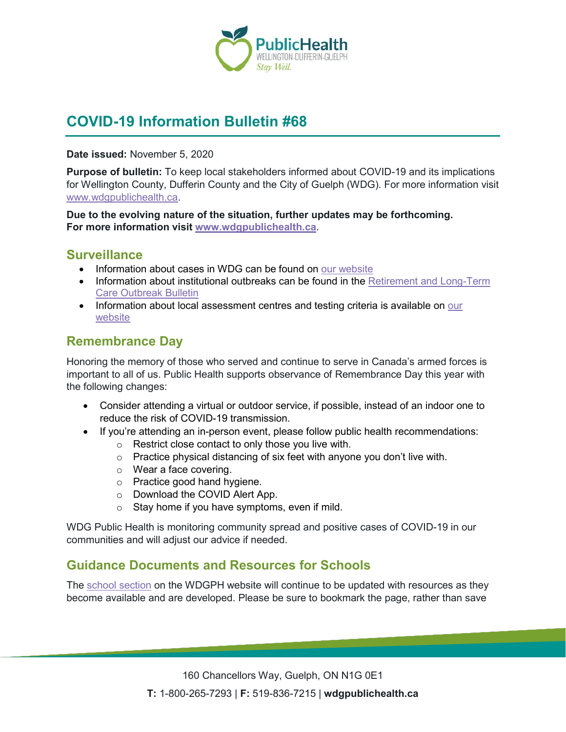# COVID-19 Information Bulletin #68

**Date issued:** November 5, 2020

**Purpose of bulletin:** To keep local stakeholders informed about COVID-19 and its implications for Wellington County, Dufferin County and the City of Guelph (WDG). For more information visit www.wdgpublichealth.ca.

**Due to the evolving nature of the situation, further updates may be forthcoming. For more information visit www.wdgpublichealth.ca.**

## Surveillance

- Information about cases in WDG can be found on our website
- Information about institutional outbreaks can be found in the Retirement and Long-Term Care Outbreak Bulletin
- Information about local assessment centres and testing criteria is available on our website

## Remembrance Day

Honoring the memory of those who served and continue to serve in Canada's armed forces is important to all of us. Public Health supports observance of Remembrance Day this year with the following changes:

- Consider attending a virtual or outdoor service, if possible, instead of an indoor one to reduce the risk of COVID-19 transmission.
- If you're attending an in-person event, please follow public health recommendations:
  - Restrict close contact to only those you live with.
  - Practice physical distancing of six feet with anyone you don't live with.
  - Wear a face covering.
  - Practice good hand hygiene.
  - Download the COVID Alert App.
  - Stay home if you have symptoms, even if mild.

WDG Public Health is monitoring community spread and positive cases of COVID-19 in our communities and will adjust our advice if needed.

## Guidance Documents and Resources for Schools

The school section on the WDGPH website will continue to be updated with resources as they become available and are developed. Please be sure to bookmark the page, rather than save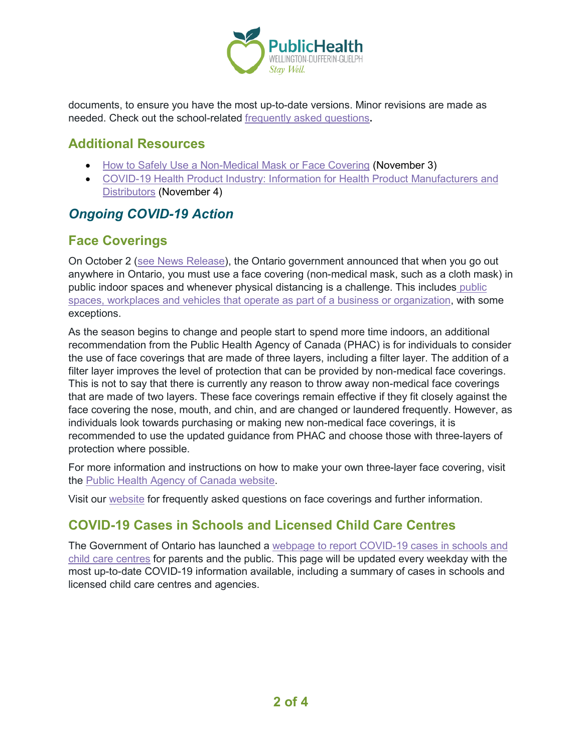documents, to ensure you have the most up-to-date versions. Minor revisions are made as needed. Check out the school-related frequently asked questions.

## Additional Resources

- How to Safely Use a Non-Medical Mask or Face Covering (November 3)
- COVID-19 Health Product Industry: Information for Health Product Manufacturers and Distributors (November 4)

## *Ongoing COVID-19 Action*

## Face Coverings

On October 2 (see News Release), the Ontario government announced that when you go out anywhere in Ontario, you must use a face covering (non-medical mask, such as a cloth mask) in public indoor spaces and whenever physical distancing is a challenge. This includes public spaces, workplaces and vehicles that operate as part of a business or organization, with some exceptions.

As the season begins to change and people start to spend more time indoors, an additional recommendation from the Public Health Agency of Canada (PHAC) is for individuals to consider the use of face coverings that are made of three layers, including a filter layer. The addition of a filter layer improves the level of protection that can be provided by non-medical face coverings. This is not to say that there is currently any reason to throw away non-medical face coverings that are made of two layers. These face coverings remain effective if they fit closely against the face covering the nose, mouth, and chin, and are changed or laundered frequently. However, as individuals look towards purchasing or making new non-medical face coverings, it is recommended to use the updated guidance from PHAC and choose those with three-layers of protection where possible.

For more information and instructions on how to make your own three-layer face covering, visit the Public Health Agency of Canada website.

Visit our website for frequently asked questions on face coverings and further information.

## COVID-19 Cases in Schools and Licensed Child Care Centres

The Government of Ontario has launched a webpage to report COVID-19 cases in schools and child care centres for parents and the public. This page will be updated every weekday with the most up-to-date COVID-19 information available, including a summary of cases in schools and licensed child care centres and agencies.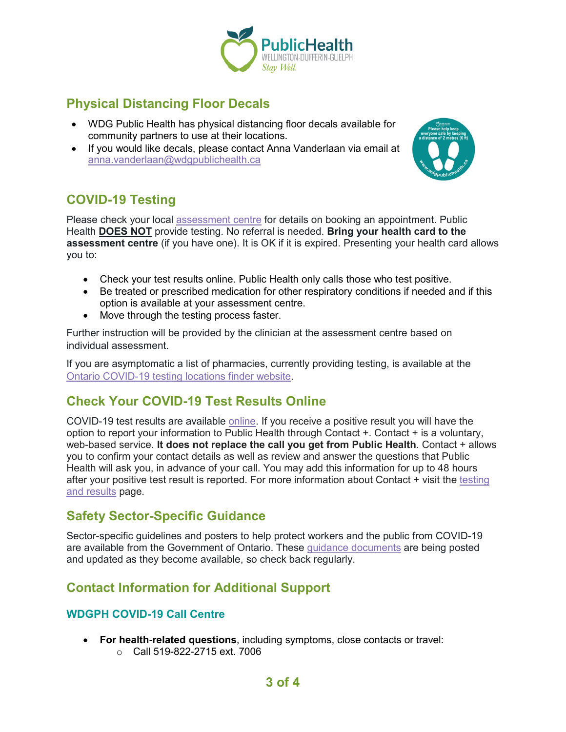## Physical Distancing Floor Decals

- WDG Public Health has physical distancing floor decals available for community partners to use at their locations.
- If you would like decals, please contact Anna Vanderlaan via email at anna.vanderlaan@wdgpublichealth.ca

## COVID-19 Testing

Please check your local assessment centre for details on booking an appointment. Public Health **DOES NOT** provide testing. No referral is needed. **Bring your health card to the assessment centre** (if you have one). It is OK if it is expired. Presenting your health card allows you to:

- Check your test results online. Public Health only calls those who test positive.
- Be treated or prescribed medication for other respiratory conditions if needed and if this option is available at your assessment centre.
- Move through the testing process faster.

Further instruction will be provided by the clinician at the assessment centre based on individual assessment.

If you are asymptomatic a list of pharmacies, currently providing testing, is available at the Ontario COVID-19 testing locations finder website.

## Check Your COVID-19 Test Results Online

COVID-19 test results are available online. If you receive a positive result you will have the option to report your information to Public Health through Contact +. Contact + is a voluntary, web-based service. **It does not replace the call you get from Public Health**. Contact + allows you to confirm your contact details as well as review and answer the questions that Public Health will ask you, in advance of your call. You may add this information for up to 48 hours after your positive test result is reported. For more information about Contact + visit the testing and results page.

## Safety Sector-Specific Guidance

Sector-specific guidelines and posters to help protect workers and the public from COVID-19 are available from the Government of Ontario. These guidance documents are being posted and updated as they become available, so check back regularly.

## Contact Information for Additional Support

### WDGPH COVID-19 Call Centre

- **For health-related questions**, including symptoms, close contacts or travel:
  - Call 519-822-2715 ext. 7006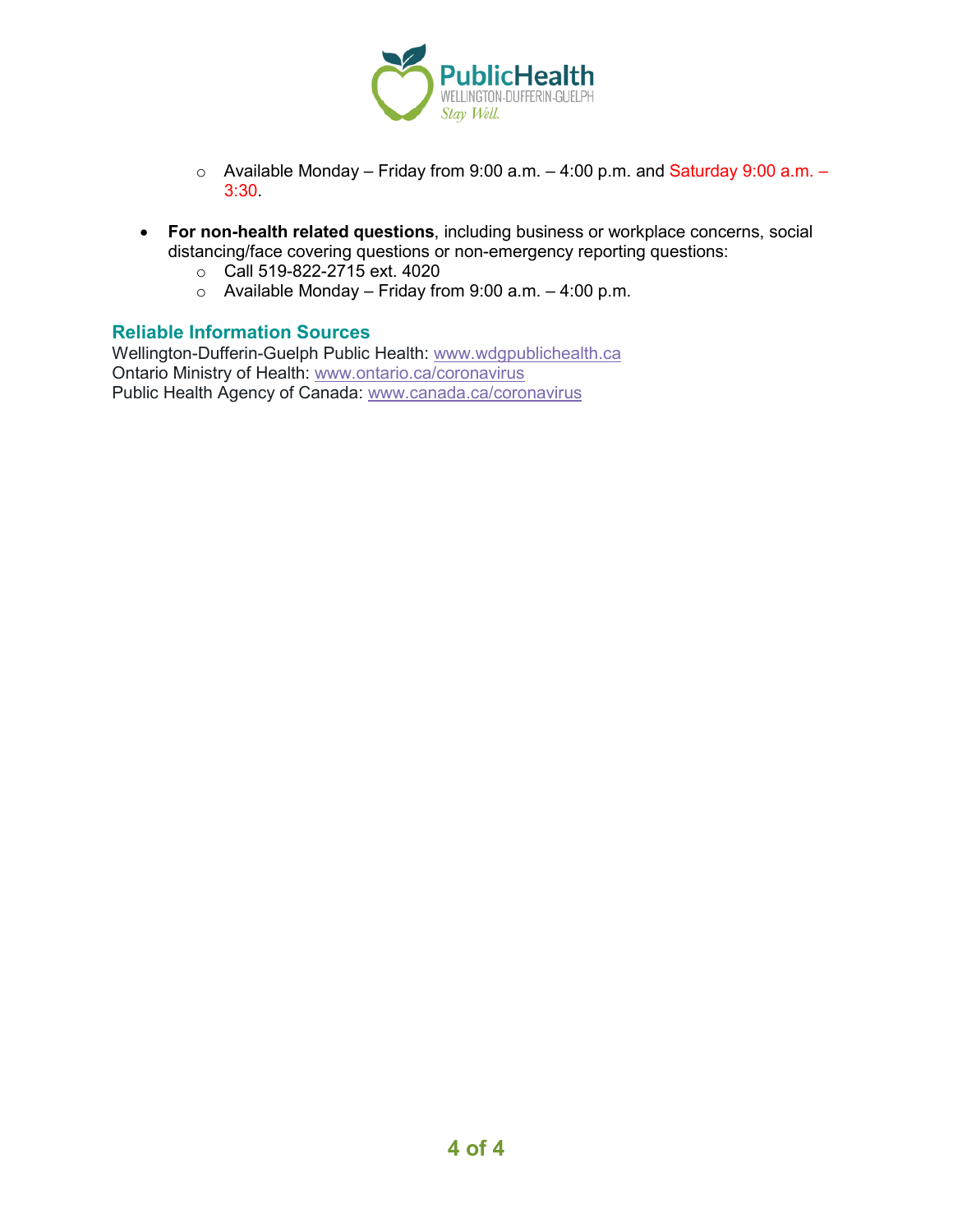- Available Monday – Friday from 9:00 a.m. – 4:00 p.m. and Saturday 9:00 a.m. – 3:30.

- **For non-health related questions**, including business or workplace concerns, social distancing/face covering questions or non-emergency reporting questions:
    - Call 519-822-2715 ext. 4020
    - Available Monday – Friday from 9:00 a.m. – 4:00 p.m.

## Reliable Information Sources

Wellington-Dufferin-Guelph Public Health: www.wdgpublichealth.ca
Ontario Ministry of Health: www.ontario.ca/coronavirus
Public Health Agency of Canada: www.canada.ca/coronavirus